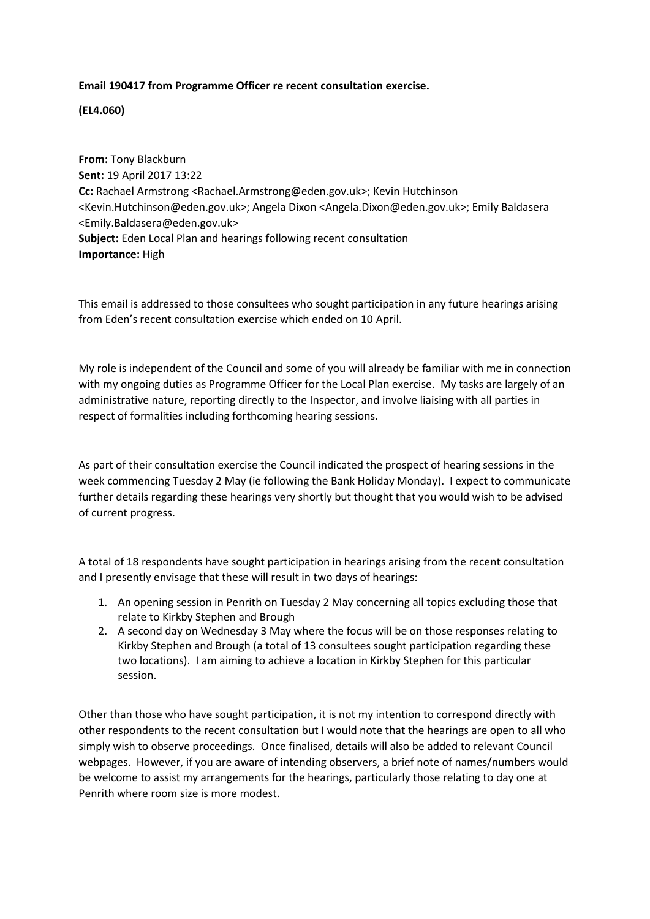**Email 190417 from Programme Officer re recent consultation exercise.**

**(EL4.060)**

**From:** Tony Blackburn
**Sent:** 19 April 2017 13:22
**Cc:** Rachael Armstrong <Rachael.Armstrong@eden.gov.uk>; Kevin Hutchinson <Kevin.Hutchinson@eden.gov.uk>; Angela Dixon <Angela.Dixon@eden.gov.uk>; Emily Baldasera <Emily.Baldasera@eden.gov.uk>
**Subject:** Eden Local Plan and hearings following recent consultation
**Importance:** High

This email is addressed to those consultees who sought participation in any future hearings arising from Eden's recent consultation exercise which ended on 10 April.

My role is independent of the Council and some of you will already be familiar with me in connection with my ongoing duties as Programme Officer for the Local Plan exercise. My tasks are largely of an administrative nature, reporting directly to the Inspector, and involve liaising with all parties in respect of formalities including forthcoming hearing sessions.

As part of their consultation exercise the Council indicated the prospect of hearing sessions in the week commencing Tuesday 2 May (ie following the Bank Holiday Monday). I expect to communicate further details regarding these hearings very shortly but thought that you would wish to be advised of current progress.

A total of 18 respondents have sought participation in hearings arising from the recent consultation and I presently envisage that these will result in two days of hearings:

1. An opening session in Penrith on Tuesday 2 May concerning all topics excluding those that relate to Kirkby Stephen and Brough
2. A second day on Wednesday 3 May where the focus will be on those responses relating to Kirkby Stephen and Brough (a total of 13 consultees sought participation regarding these two locations). I am aiming to achieve a location in Kirkby Stephen for this particular session.

Other than those who have sought participation, it is not my intention to correspond directly with other respondents to the recent consultation but I would note that the hearings are open to all who simply wish to observe proceedings. Once finalised, details will also be added to relevant Council webpages. However, if you are aware of intending observers, a brief note of names/numbers would be welcome to assist my arrangements for the hearings, particularly those relating to day one at Penrith where room size is more modest.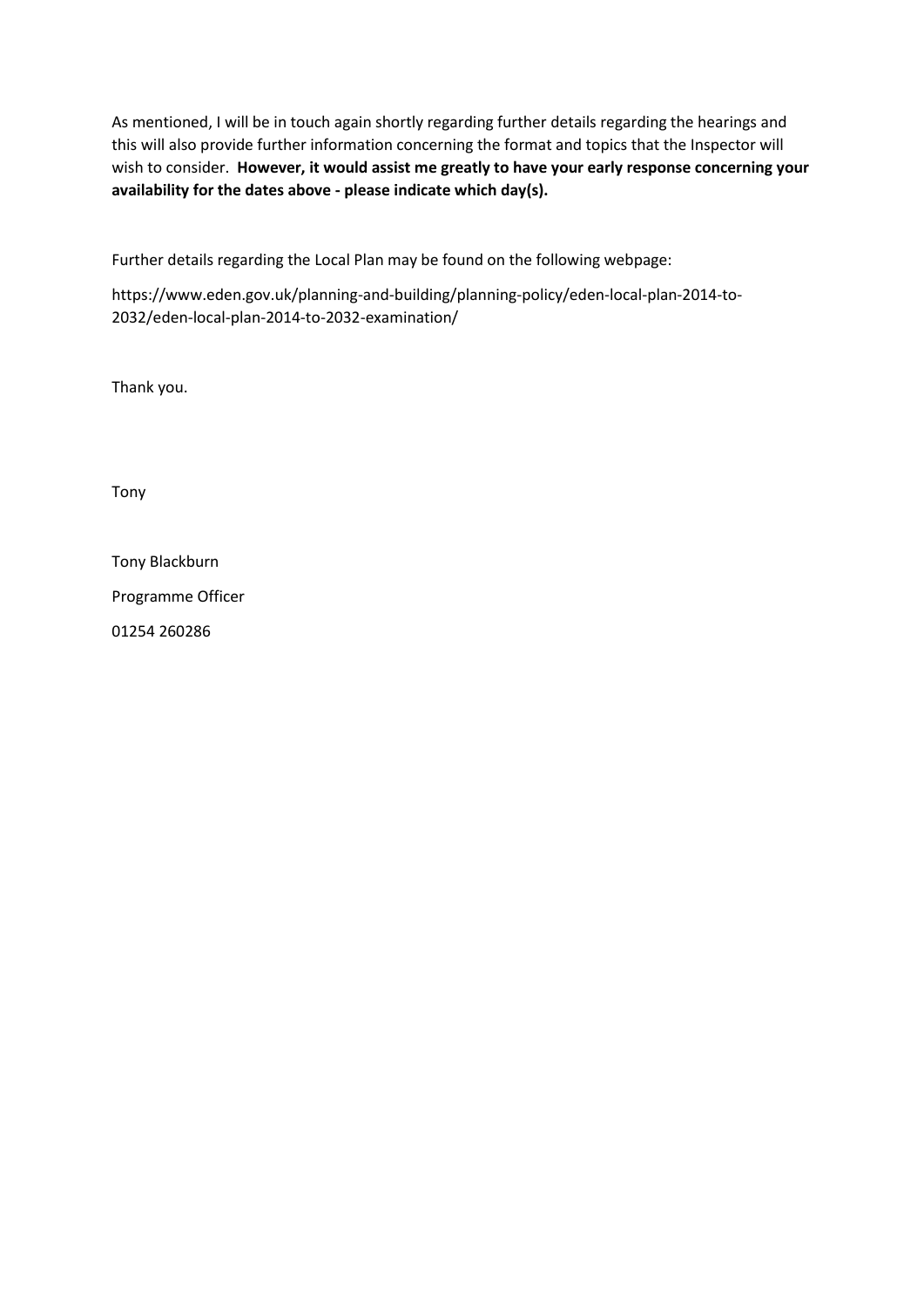As mentioned, I will be in touch again shortly regarding further details regarding the hearings and this will also provide further information concerning the format and topics that the Inspector will wish to consider. **However, it would assist me greatly to have your early response concerning your availability for the dates above - please indicate which day(s).**

Further details regarding the Local Plan may be found on the following webpage:

https://www.eden.gov.uk/planning-and-building/planning-policy/eden-local-plan-2014-to-2032/eden-local-plan-2014-to-2032-examination/

Thank you.

Tony

Tony Blackburn

Programme Officer

01254 260286